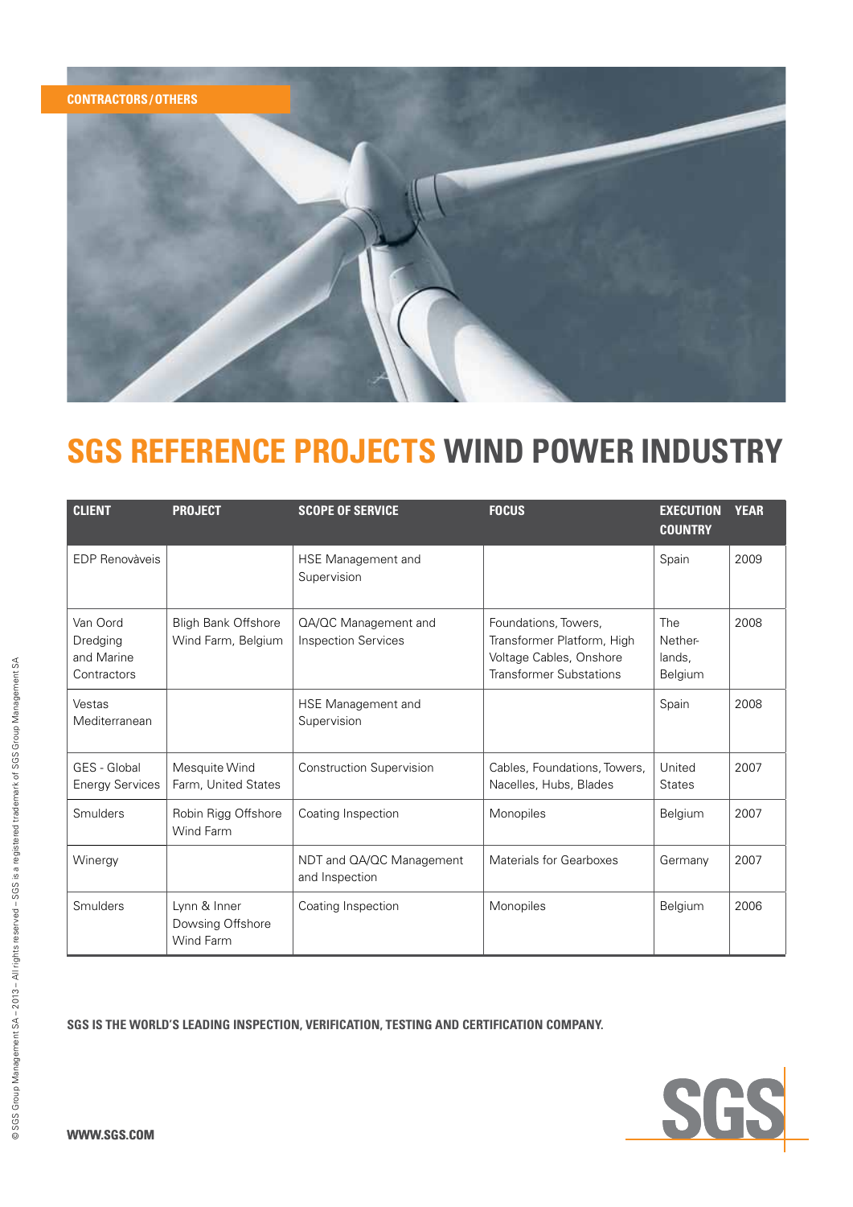CONTRACTORS/OTHERS

# SGS REFERENCE PROJECTS WIND POWER INDUSTRY

| CLIENT | PROJECT | SCOPE OF SERVICE | FOCUS | EXECUTION COUNTRY | YEAR |
|---|---|---|---|---|---|
| EDP Renovàveis | | HSE Management and Supervision | | Spain | 2009 |
| Van Oord Dredging and Marine Contractors | Bligh Bank Offshore Wind Farm, Belgium | QA/QC Management and Inspection Services | Foundations, Towers, Transformer Platform, High Voltage Cables, Onshore Transformer Substations | The Nether-lands, Belgium | 2008 |
| Vestas Mediterranean | | HSE Management and Supervision | | Spain | 2008 |
| GES - Global Energy Services | Mesquite Wind Farm, United States | Construction Supervision | Cables, Foundations, Towers, Nacelles, Hubs, Blades | United States | 2007 |
| Smulders | Robin Rigg Offshore Wind Farm | Coating Inspection | Monopiles | Belgium | 2007 |
| Winergy | | NDT and QA/QC Management and Inspection | Materials for Gearboxes | Germany | 2007 |
| Smulders | Lynn & Inner Dowsing Offshore Wind Farm | Coating Inspection | Monopiles | Belgium | 2006 |

**SGS IS THE WORLD'S LEADING INSPECTION, VERIFICATION, TESTING AND CERTIFICATION COMPANY.**

**WWW.SGS.COM**

SGS

© SGS Group Management SA – 2013 – All rights reserved – SGS is a registered trademark of SGS Group Management SA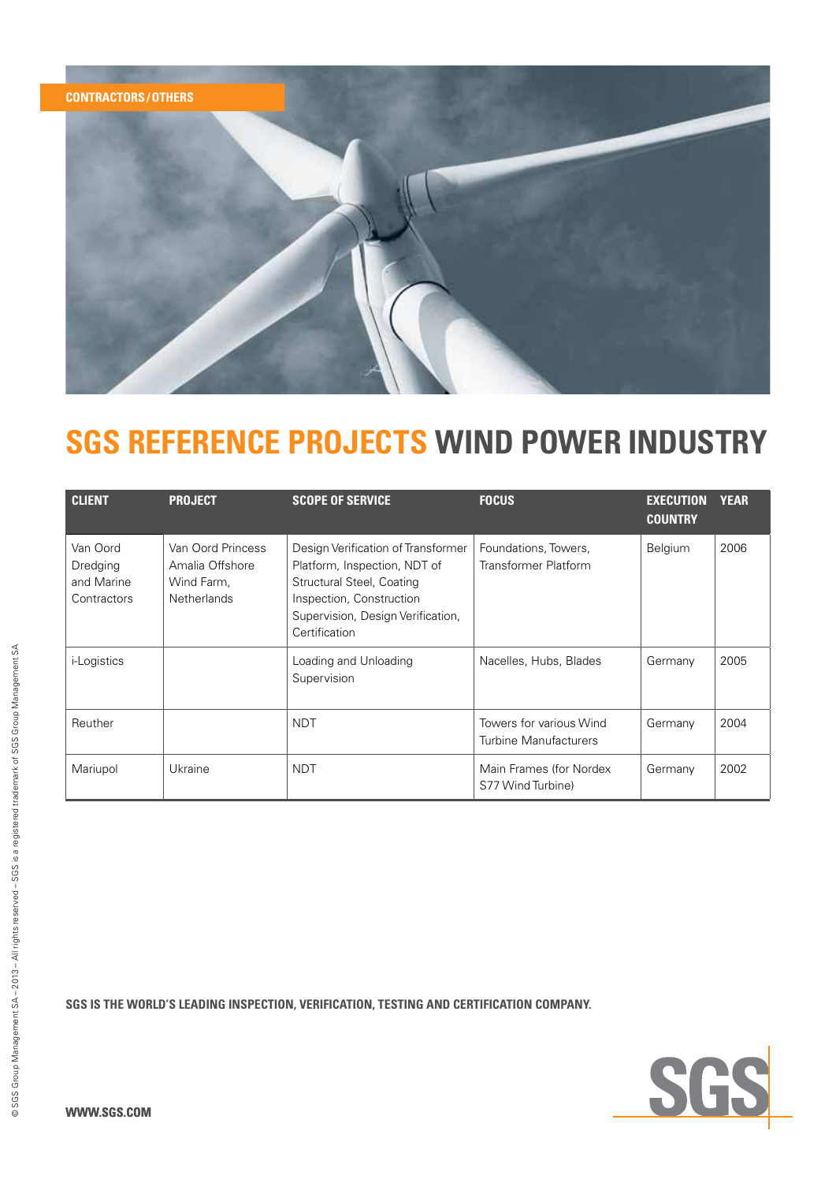CONTRACTORS/OTHERS

# SGS REFERENCE PROJECTS WIND POWER INDUSTRY

| CLIENT | PROJECT | SCOPE OF SERVICE | FOCUS | EXECUTION COUNTRY | YEAR |
|---|---|---|---|---|---|
| Van Oord Dredging and Marine Contractors | Van Oord Princess Amalia Offshore Wind Farm, Netherlands | Design Verification of Transformer Platform, Inspection, NDT of Structural Steel, Coating Inspection, Construction Supervision, Design Verification, Certification | Foundations, Towers, Transformer Platform | Belgium | 2006 |
| i-Logistics | | Loading and Unloading Supervision | Nacelles, Hubs, Blades | Germany | 2005 |
| Reuther | | NDT | Towers for various Wind Turbine Manufacturers | Germany | 2004 |
| Mariupol | Ukraine | NDT | Main Frames (for Nordex S77 Wind Turbine) | Germany | 2002 |

**SGS IS THE WORLD'S LEADING INSPECTION, VERIFICATION, TESTING AND CERTIFICATION COMPANY.**

© SGS Group Management SA – 2013 – All rights reserved – SGS is a registered trademark of SGS Group Management SA

**WWW.SGS.COM**

SGS